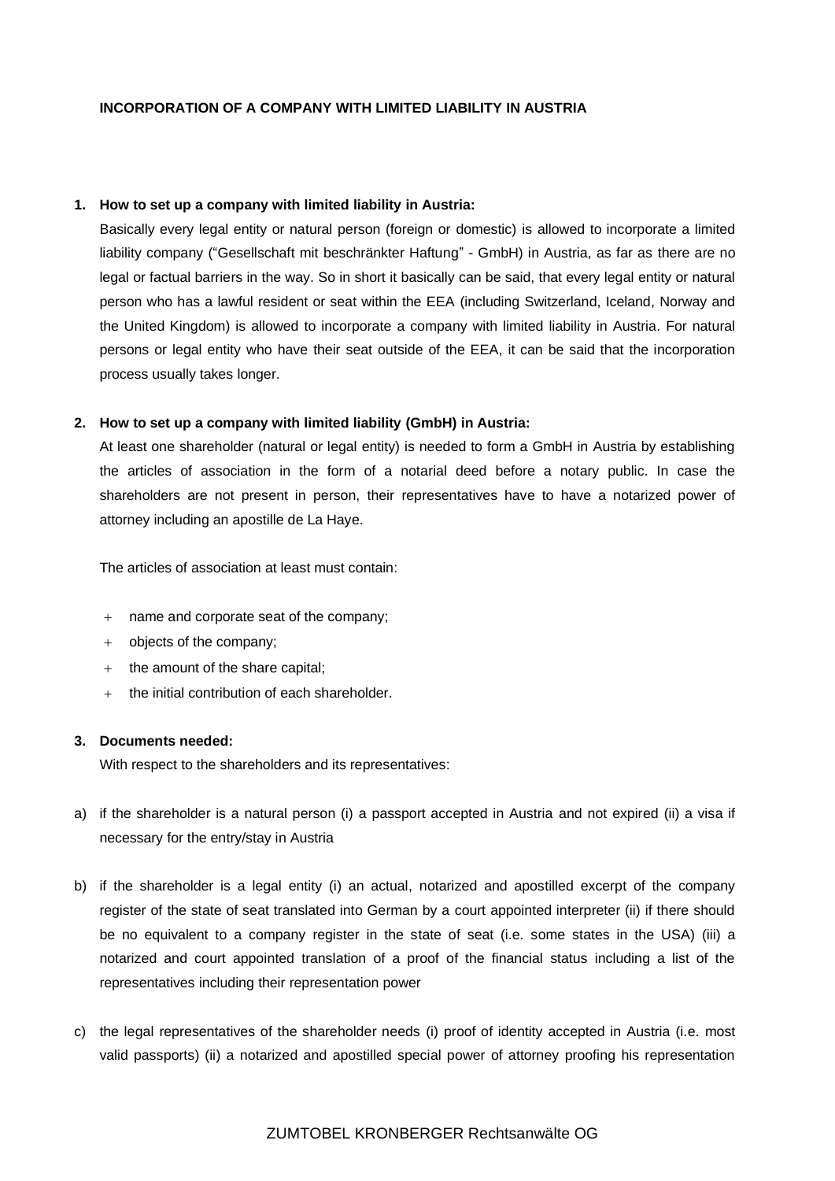# INCORPORATION OF A COMPANY WITH LIMITED LIABILITY IN AUSTRIA

## 1. How to set up a company with limited liability in Austria:

Basically every legal entity or natural person (foreign or domestic) is allowed to incorporate a limited liability company ("Gesellschaft mit beschränkter Haftung" - GmbH) in Austria, as far as there are no legal or factual barriers in the way. So in short it basically can be said, that every legal entity or natural person who has a lawful resident or seat within the EEA (including Switzerland, Iceland, Norway and the United Kingdom) is allowed to incorporate a company with limited liability in Austria. For natural persons or legal entity who have their seat outside of the EEA, it can be said that the incorporation process usually takes longer.

## 2. How to set up a company with limited liability (GmbH) in Austria:

At least one shareholder (natural or legal entity) is needed to form a GmbH in Austria by establishing the articles of association in the form of a notarial deed before a notary public. In case the shareholders are not present in person, their representatives have to have a notarized power of attorney including an apostille de La Haye.

The articles of association at least must contain:

- name and corporate seat of the company;
- objects of the company;
- the amount of the share capital;
- the initial contribution of each shareholder.

## 3. Documents needed:

With respect to the shareholders and its representatives:

a) if the shareholder is a natural person (i) a passport accepted in Austria and not expired (ii) a visa if necessary for the entry/stay in Austria

b) if the shareholder is a legal entity (i) an actual, notarized and apostilled excerpt of the company register of the state of seat translated into German by a court appointed interpreter (ii) if there should be no equivalent to a company register in the state of seat (i.e. some states in the USA) (iii) a notarized and court appointed translation of a proof of the financial status including a list of the representatives including their representation power

c) the legal representatives of the shareholder needs (i) proof of identity accepted in Austria (i.e. most valid passports) (ii) a notarized and apostilled special power of attorney proofing his representation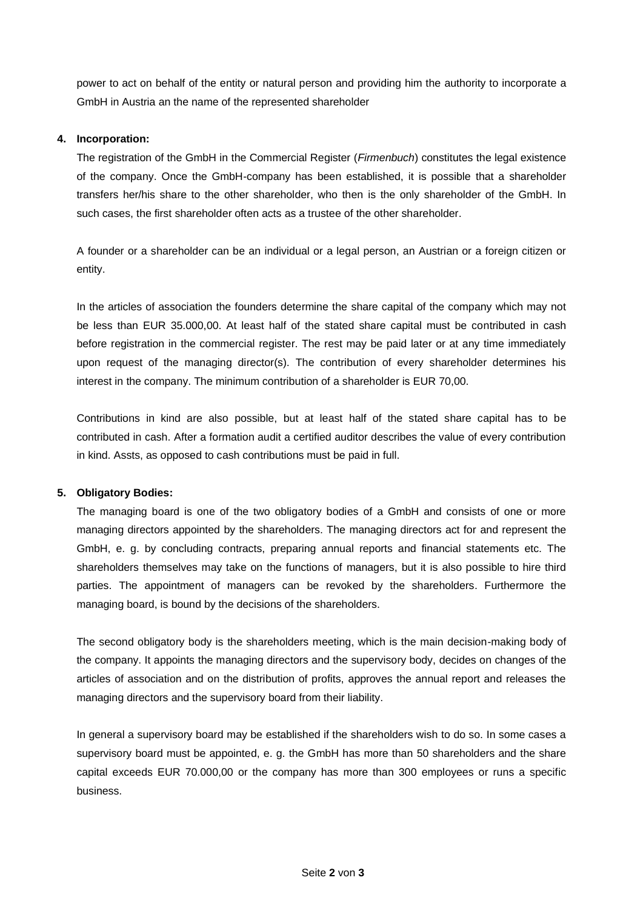power to act on behalf of the entity or natural person and providing him the authority to incorporate a GmbH in Austria an the name of the represented shareholder

**4. Incorporation:**

The registration of the GmbH in the Commercial Register (*Firmenbuch*) constitutes the legal existence of the company. Once the GmbH-company has been established, it is possible that a shareholder transfers her/his share to the other shareholder, who then is the only shareholder of the GmbH. In such cases, the first shareholder often acts as a trustee of the other shareholder.

A founder or a shareholder can be an individual or a legal person, an Austrian or a foreign citizen or entity.

In the articles of association the founders determine the share capital of the company which may not be less than EUR 35.000,00. At least half of the stated share capital must be contributed in cash before registration in the commercial register. The rest may be paid later or at any time immediately upon request of the managing director(s). The contribution of every shareholder determines his interest in the company. The minimum contribution of a shareholder is EUR 70,00.

Contributions in kind are also possible, but at least half of the stated share capital has to be contributed in cash. After a formation audit a certified auditor describes the value of every contribution in kind. Assts, as opposed to cash contributions must be paid in full.

**5. Obligatory Bodies:**

The managing board is one of the two obligatory bodies of a GmbH and consists of one or more managing directors appointed by the shareholders. The managing directors act for and represent the GmbH, e. g. by concluding contracts, preparing annual reports and financial statements etc. The shareholders themselves may take on the functions of managers, but it is also possible to hire third parties. The appointment of managers can be revoked by the shareholders. Furthermore the managing board, is bound by the decisions of the shareholders.

The second obligatory body is the shareholders meeting, which is the main decision-making body of the company. It appoints the managing directors and the supervisory body, decides on changes of the articles of association and on the distribution of profits, approves the annual report and releases the managing directors and the supervisory board from their liability.

In general a supervisory board may be established if the shareholders wish to do so. In some cases a supervisory board must be appointed, e. g. the GmbH has more than 50 shareholders and the share capital exceeds EUR 70.000,00 or the company has more than 300 employees or runs a specific business.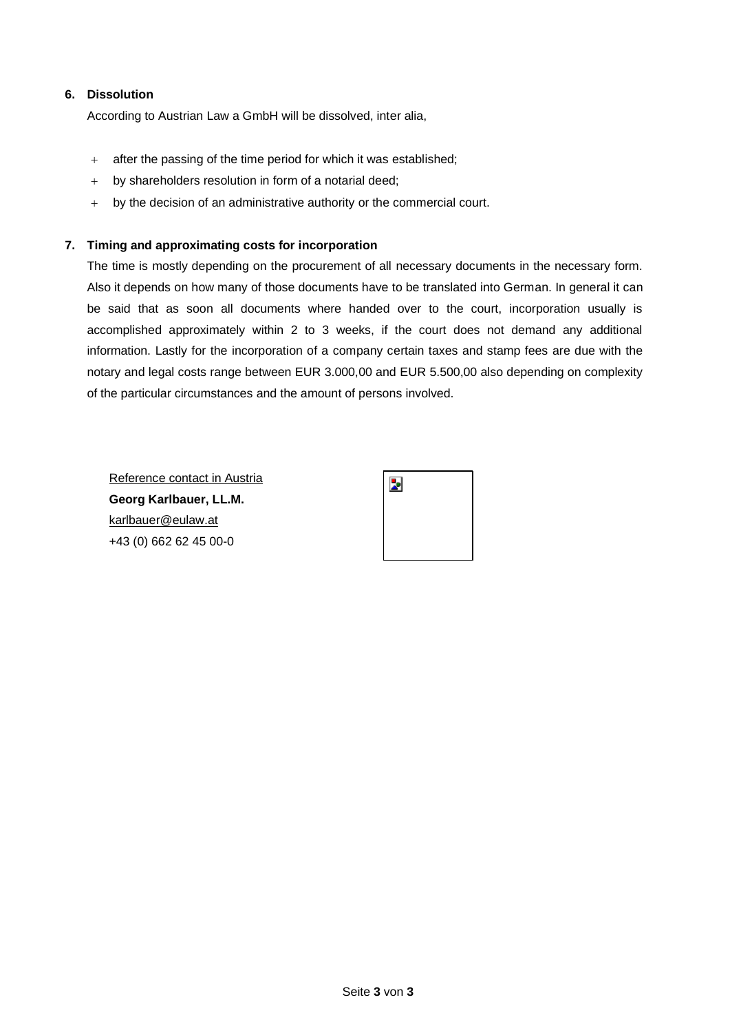### 6. Dissolution

According to Austrian Law a GmbH will be dissolved, inter alia,

- after the passing of the time period for which it was established;
- by shareholders resolution in form of a notarial deed;
- by the decision of an administrative authority or the commercial court.

### 7. Timing and approximating costs for incorporation

The time is mostly depending on the procurement of all necessary documents in the necessary form. Also it depends on how many of those documents have to be translated into German. In general it can be said that as soon all documents where handed over to the court, incorporation usually is accomplished approximately within 2 to 3 weeks, if the court does not demand any additional information. Lastly for the incorporation of a company certain taxes and stamp fees are due with the notary and legal costs range between EUR 3.000,00 and EUR 5.500,00 also depending on complexity of the particular circumstances and the amount of persons involved.

Reference contact in Austria
**Georg Karlbauer, LL.M.**
karlbauer@eulaw.at
+43 (0) 662 62 45 00-0